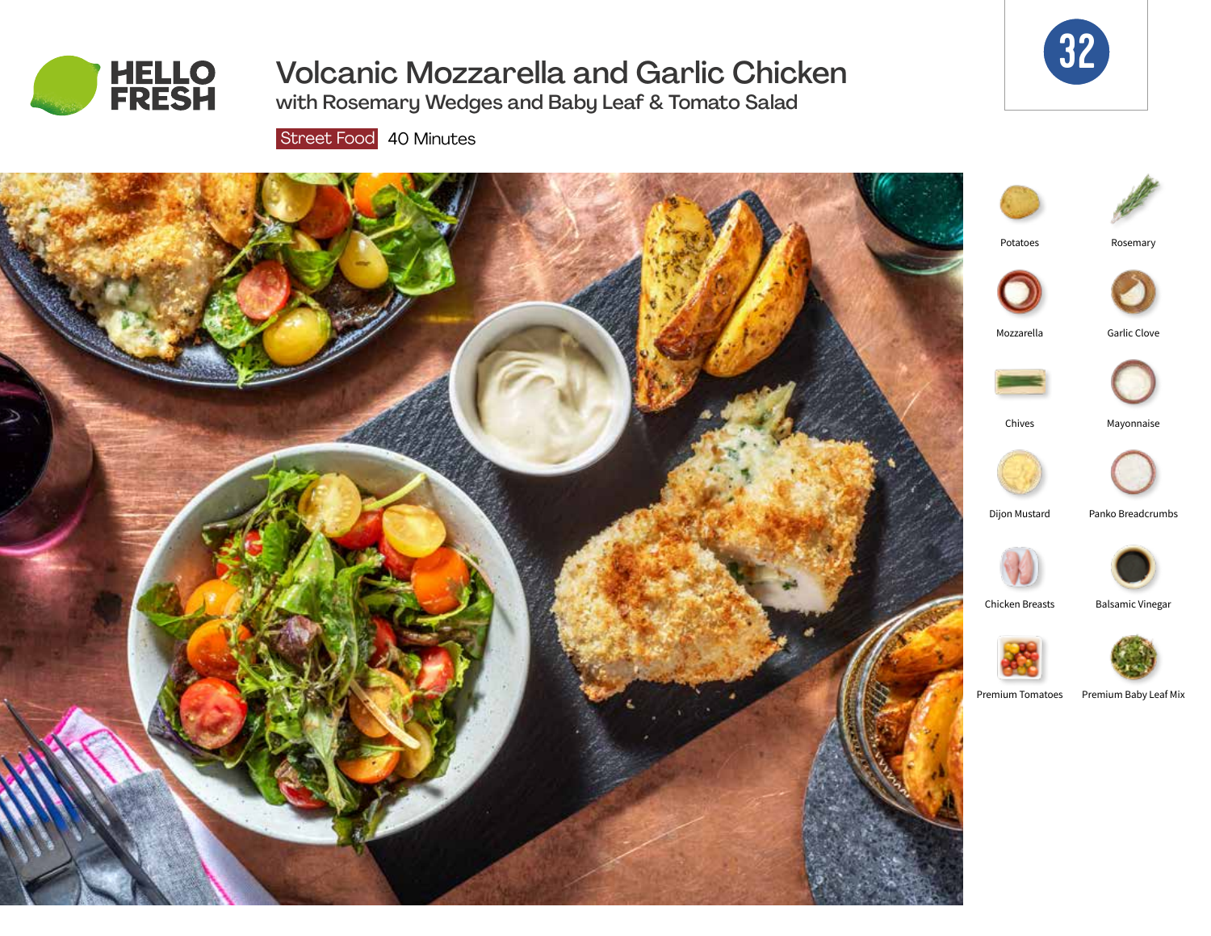HELLO FRESH

# Volcanic Mozzarella and Garlic Chicken

## with Rosemary Wedges and Baby Leaf & Tomato Salad

Street Food 40 Minutes

32

- Potatoes
- Rosemary
- Mozzarella
- Garlic Clove
- Chives
- Mayonnaise
- Dijon Mustard
- Panko Breadcrumbs
- Chicken Breasts
- Balsamic Vinegar
- Premium Tomatoes
- Premium Baby Leaf Mix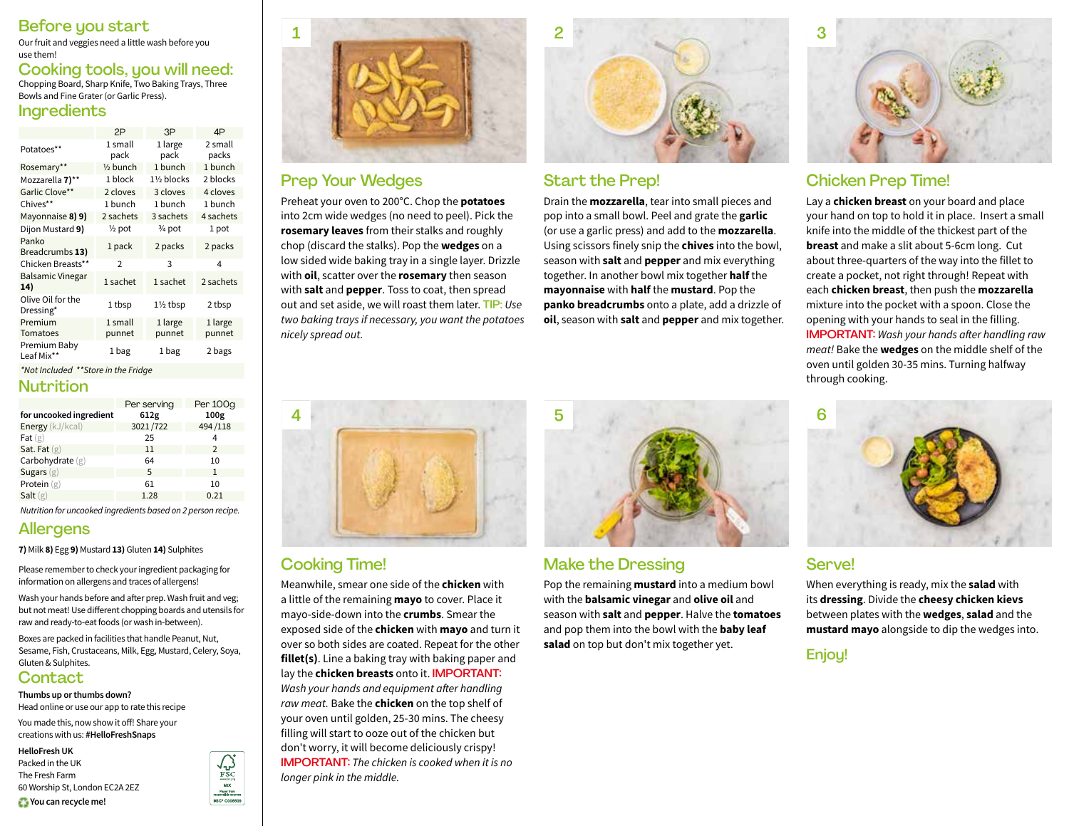## Before you start

Our fruit and veggies need a little wash before you use them!

## Cooking tools, you will need:

Chopping Board, Sharp Knife, Two Baking Trays, Three Bowls and Fine Grater (or Garlic Press).

## Ingredients

| | 2P | 3P | 4P |
|---|---|---|---|
| Potatoes** | 1 small pack | 1 large pack | 2 small packs |
| Rosemary** | ½ bunch | 1 bunch | 1 bunch |
| Mozzarella **7)**** | 1 block | 1½ blocks | 2 blocks |
| Garlic Clove** | 2 cloves | 3 cloves | 4 cloves |
| Chives** | 1 bunch | 1 bunch | 1 bunch |
| Mayonnaise **8) 9)** | 2 sachets | 3 sachets | 4 sachets |
| Dijon Mustard **9)** | ½ pot | ¾ pot | 1 pot |
| Panko Breadcrumbs **13)** | 1 pack | 2 packs | 2 packs |
| Chicken Breasts** | 2 | 3 | 4 |
| Balsamic Vinegar **14)** | 1 sachet | 1 sachet | 2 sachets |
| Olive Oil for the Dressing* | 1 tbsp | 1½ tbsp | 2 tbsp |
| Premium Tomatoes | 1 small punnet | 1 large punnet | 1 large punnet |
| Premium Baby Leaf Mix** | 1 bag | 1 bag | 2 bags |

*\*Not Included \*\*Store in the Fridge*

## Nutrition

| | Per serving | Per 100g |
|---|---|---|
| **for uncooked ingredient** | **612g** | **100g** |
| Energy (kJ/kcal) | 3021 /722 | 494 /118 |
| Fat (g) | 25 | 4 |
| Sat. Fat (g) | 11 | 2 |
| Carbohydrate (g) | 64 | 10 |
| Sugars (g) | 5 | 1 |
| Protein (g) | 61 | 10 |
| Salt (g) | 1.28 | 0.21 |

*Nutrition for uncooked ingredients based on 2 person recipe.*

## Allergens

**7)** Milk **8)** Egg **9)** Mustard **13)** Gluten **14)** Sulphites

Please remember to check your ingredient packaging for information on allergens and traces of allergens!

Wash your hands before and after prep. Wash fruit and veg; but not meat! Use different chopping boards and utensils for raw and ready-to-eat foods (or wash in-between).

Boxes are packed in facilities that handle Peanut, Nut, Sesame, Fish, Crustaceans, Milk, Egg, Mustard, Celery, Soya, Gluten & Sulphites.

## Contact

**Thumbs up or thumbs down?**
Head online or use our app to rate this recipe

You made this, now show it off! Share your creations with us: **#HelloFreshSnaps**

**HelloFresh UK**
Packed in the UK
The Fresh Farm
60 Worship St, London EC2A 2EZ

**You can recycle me!**

### 1 Prep Your Wedges

Preheat your oven to 200°C. Chop the **potatoes** into 2cm wide wedges (no need to peel). Pick the **rosemary leaves** from their stalks and roughly chop (discard the stalks). Pop the **wedges** on a low sided wide baking tray in a single layer. Drizzle with **oil**, scatter over the **rosemary** then season with **salt** and **pepper**. Toss to coat, then spread out and set aside, we will roast them later. TIP: *Use two baking trays if necessary, you want the potatoes nicely spread out.*

### 2 Start the Prep!

Drain the **mozzarella**, tear into small pieces and pop into a small bowl. Peel and grate the **garlic** (or use a garlic press) and add to the **mozzarella**. Using scissors finely snip the **chives** into the bowl, season with **salt** and **pepper** and mix everything together. In another bowl mix together **half** the **mayonnaise** with **half** the **mustard**. Pop the **panko breadcrumbs** onto a plate, add a drizzle of **oil**, season with **salt** and **pepper** and mix together.

### 3 Chicken Prep Time!

Lay a **chicken breast** on your board and place your hand on top to hold it in place. Insert a small knife into the middle of the thickest part of the **breast** and make a slit about 5-6cm long. Cut about three-quarters of the way into the fillet to create a pocket, not right through! Repeat with each **chicken breast**, then push the **mozzarella** mixture into the pocket with a spoon. Close the opening with your hands to seal in the filling. IMPORTANT: *Wash your hands after handling raw meat!* Bake the **wedges** on the middle shelf of the oven until golden 30-35 mins. Turning halfway through cooking.

### 4 Cooking Time!

Meanwhile, smear one side of the **chicken** with a little of the remaining **mayo** to cover. Place it mayo-side-down into the **crumbs**. Smear the exposed side of the **chicken** with **mayo** and turn it over so both sides are coated. Repeat for the other **fillet(s)**. Line a baking tray with baking paper and lay the **chicken breasts** onto it. IMPORTANT: *Wash your hands and equipment after handling raw meat.* Bake the **chicken** on the top shelf of your oven until golden, 25-30 mins. The cheesy filling will start to ooze out of the chicken but don't worry, it will become deliciously crispy! IMPORTANT: *The chicken is cooked when it is no longer pink in the middle.*

### 5 Make the Dressing

Pop the remaining **mustard** into a medium bowl with the **balsamic vinegar** and **olive oil** and season with **salt** and **pepper**. Halve the **tomatoes** and pop them into the bowl with the **baby leaf salad** on top but don't mix together yet.

### 6 Serve!

When everything is ready, mix the **salad** with its **dressing**. Divide the **cheesy chicken kievs** between plates with the **wedges**, **salad** and the **mustard mayo** alongside to dip the wedges into.

**Enjoy!**